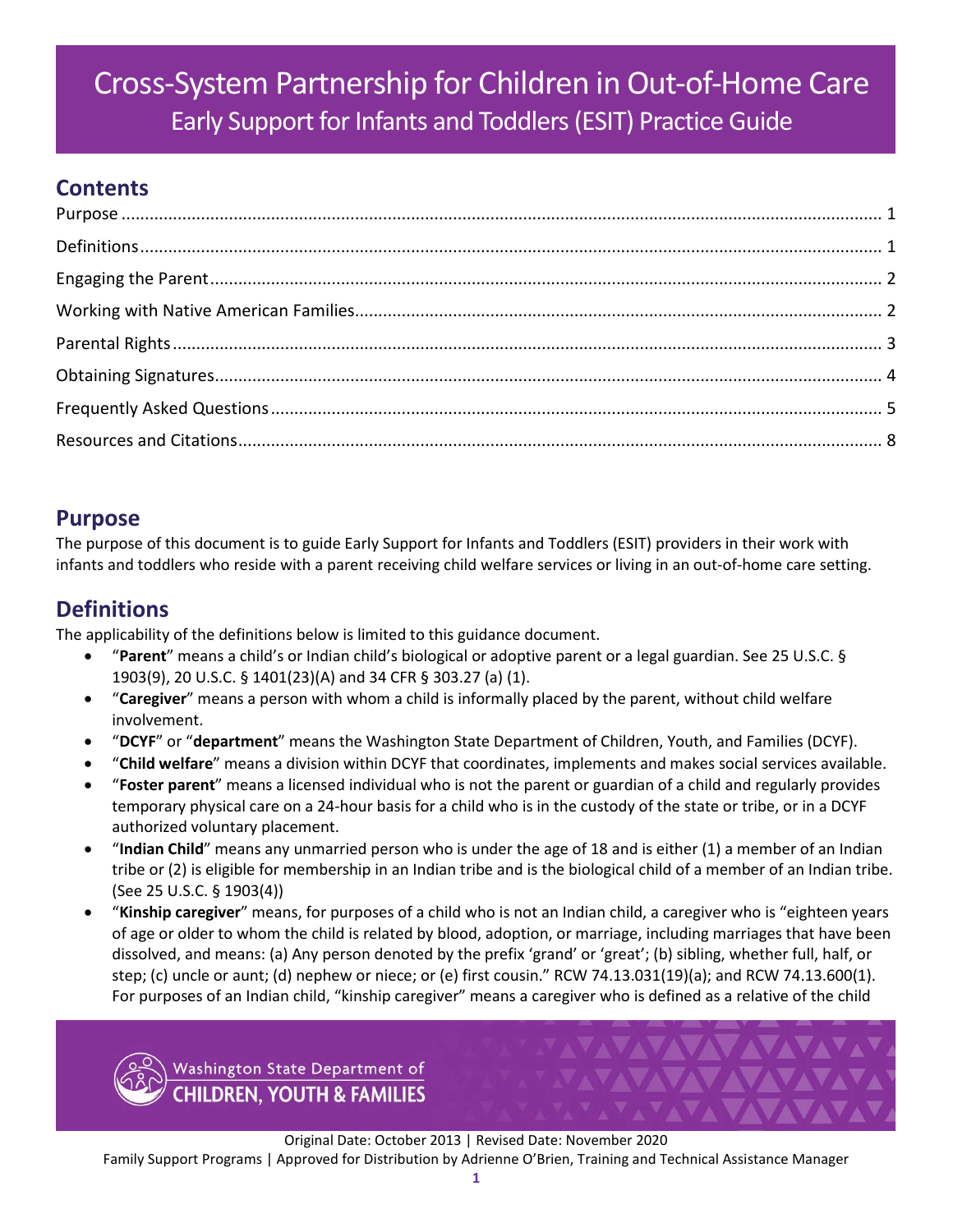# Cross-System Partnership for Children in Out-of-Home Care

## Early Support for Infants and Toddlers (ESIT) Practice Guide

## Contents

Purpose ........ 1
Definitions ........ 1
Engaging the Parent ........ 2
Working with Native American Families ........ 2
Parental Rights ........ 3
Obtaining Signatures ........ 4
Frequently Asked Questions ........ 5
Resources and Citations ........ 8

## Purpose

The purpose of this document is to guide Early Support for Infants and Toddlers (ESIT) providers in their work with infants and toddlers who reside with a parent receiving child welfare services or living in an out-of-home care setting.

## Definitions

The applicability of the definitions below is limited to this guidance document.

- "**Parent**" means a child's or Indian child's biological or adoptive parent or a legal guardian. See 25 U.S.C. § 1903(9), 20 U.S.C. § 1401(23)(A) and 34 CFR § 303.27 (a) (1).
- "**Caregiver**" means a person with whom a child is informally placed by the parent, without child welfare involvement.
- "**DCYF**" or "**department**" means the Washington State Department of Children, Youth, and Families (DCYF).
- "**Child welfare**" means a division within DCYF that coordinates, implements and makes social services available.
- "**Foster parent**" means a licensed individual who is not the parent or guardian of a child and regularly provides temporary physical care on a 24-hour basis for a child who is in the custody of the state or tribe, or in a DCYF authorized voluntary placement.
- "**Indian Child**" means any unmarried person who is under the age of 18 and is either (1) a member of an Indian tribe or (2) is eligible for membership in an Indian tribe and is the biological child of a member of an Indian tribe. (See 25 U.S.C. § 1903(4))
- "**Kinship caregiver**" means, for purposes of a child who is not an Indian child, a caregiver who is "eighteen years of age or older to whom the child is related by blood, adoption, or marriage, including marriages that have been dissolved, and means: (a) Any person denoted by the prefix 'grand' or 'great'; (b) sibling, whether full, half, or step; (c) uncle or aunt; (d) nephew or niece; or (e) first cousin." RCW 74.13.031(19)(a); and RCW 74.13.600(1). For purposes of an Indian child, "kinship caregiver" means a caregiver who is defined as a relative of the child

Original Date: October 2013 | Revised Date: November 2020
Family Support Programs | Approved for Distribution by Adrienne O'Brien, Training and Technical Assistance Manager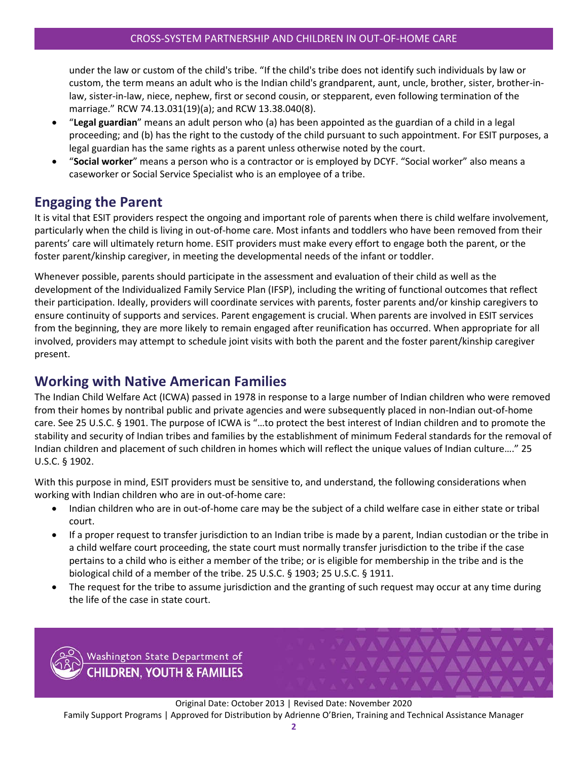under the law or custom of the child's tribe. "If the child's tribe does not identify such individuals by law or custom, the term means an adult who is the Indian child's grandparent, aunt, uncle, brother, sister, brother-in-law, sister-in-law, niece, nephew, first or second cousin, or stepparent, even following termination of the marriage." RCW 74.13.031(19)(a); and RCW 13.38.040(8).

- "**Legal guardian**" means an adult person who (a) has been appointed as the guardian of a child in a legal proceeding; and (b) has the right to the custody of the child pursuant to such appointment. For ESIT purposes, a legal guardian has the same rights as a parent unless otherwise noted by the court.
- "**Social worker**" means a person who is a contractor or is employed by DCYF. "Social worker" also means a caseworker or Social Service Specialist who is an employee of a tribe.

## Engaging the Parent

It is vital that ESIT providers respect the ongoing and important role of parents when there is child welfare involvement, particularly when the child is living in out-of-home care. Most infants and toddlers who have been removed from their parents' care will ultimately return home. ESIT providers must make every effort to engage both the parent, or the foster parent/kinship caregiver, in meeting the developmental needs of the infant or toddler.

Whenever possible, parents should participate in the assessment and evaluation of their child as well as the development of the Individualized Family Service Plan (IFSP), including the writing of functional outcomes that reflect their participation. Ideally, providers will coordinate services with parents, foster parents and/or kinship caregivers to ensure continuity of supports and services. Parent engagement is crucial. When parents are involved in ESIT services from the beginning, they are more likely to remain engaged after reunification has occurred. When appropriate for all involved, providers may attempt to schedule joint visits with both the parent and the foster parent/kinship caregiver present.

## Working with Native American Families

The Indian Child Welfare Act (ICWA) passed in 1978 in response to a large number of Indian children who were removed from their homes by nontribal public and private agencies and were subsequently placed in non-Indian out-of-home care. See 25 U.S.C. § 1901. The purpose of ICWA is "…to protect the best interest of Indian children and to promote the stability and security of Indian tribes and families by the establishment of minimum Federal standards for the removal of Indian children and placement of such children in homes which will reflect the unique values of Indian culture…." 25 U.S.C. § 1902.

With this purpose in mind, ESIT providers must be sensitive to, and understand, the following considerations when working with Indian children who are in out-of-home care:

- Indian children who are in out-of-home care may be the subject of a child welfare case in either state or tribal court.
- If a proper request to transfer jurisdiction to an Indian tribe is made by a parent, Indian custodian or the tribe in a child welfare court proceeding, the state court must normally transfer jurisdiction to the tribe if the case pertains to a child who is either a member of the tribe; or is eligible for membership in the tribe and is the biological child of a member of the tribe. 25 U.S.C. § 1903; 25 U.S.C. § 1911.
- The request for the tribe to assume jurisdiction and the granting of such request may occur at any time during the life of the case in state court.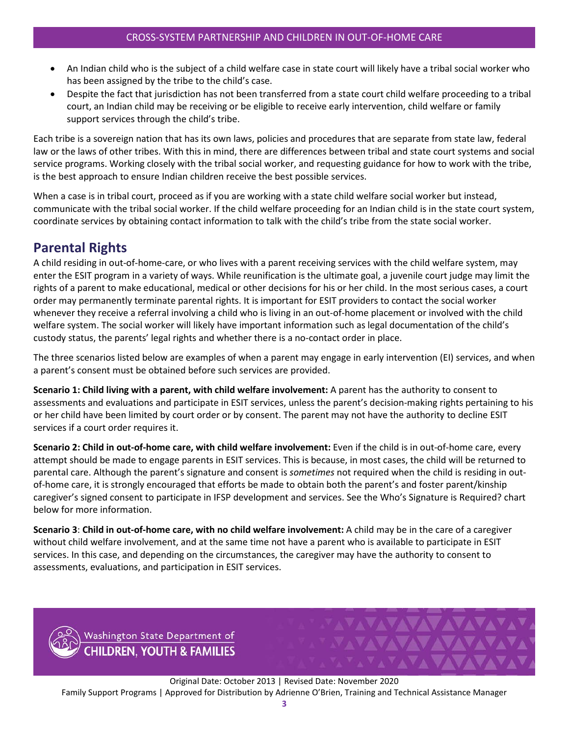- An Indian child who is the subject of a child welfare case in state court will likely have a tribal social worker who has been assigned by the tribe to the child's case.
- Despite the fact that jurisdiction has not been transferred from a state court child welfare proceeding to a tribal court, an Indian child may be receiving or be eligible to receive early intervention, child welfare or family support services through the child's tribe.

Each tribe is a sovereign nation that has its own laws, policies and procedures that are separate from state law, federal law or the laws of other tribes. With this in mind, there are differences between tribal and state court systems and social service programs. Working closely with the tribal social worker, and requesting guidance for how to work with the tribe, is the best approach to ensure Indian children receive the best possible services.

When a case is in tribal court, proceed as if you are working with a state child welfare social worker but instead, communicate with the tribal social worker. If the child welfare proceeding for an Indian child is in the state court system, coordinate services by obtaining contact information to talk with the child's tribe from the state social worker.

## Parental Rights

A child residing in out-of-home-care, or who lives with a parent receiving services with the child welfare system, may enter the ESIT program in a variety of ways. While reunification is the ultimate goal, a juvenile court judge may limit the rights of a parent to make educational, medical or other decisions for his or her child. In the most serious cases, a court order may permanently terminate parental rights. It is important for ESIT providers to contact the social worker whenever they receive a referral involving a child who is living in an out-of-home placement or involved with the child welfare system. The social worker will likely have important information such as legal documentation of the child's custody status, the parents' legal rights and whether there is a no-contact order in place.

The three scenarios listed below are examples of when a parent may engage in early intervention (EI) services, and when a parent's consent must be obtained before such services are provided.

**Scenario 1: Child living with a parent, with child welfare involvement:** A parent has the authority to consent to assessments and evaluations and participate in ESIT services, unless the parent's decision-making rights pertaining to his or her child have been limited by court order or by consent. The parent may not have the authority to decline ESIT services if a court order requires it.

**Scenario 2: Child in out-of-home care, with child welfare involvement:** Even if the child is in out-of-home care, every attempt should be made to engage parents in ESIT services. This is because, in most cases, the child will be returned to parental care. Although the parent's signature and consent is *sometimes* not required when the child is residing in out-of-home care, it is strongly encouraged that efforts be made to obtain both the parent's and foster parent/kinship caregiver's signed consent to participate in IFSP development and services. See the Who's Signature is Required? chart below for more information.

**Scenario 3**: **Child in out-of-home care, with no child welfare involvement:** A child may be in the care of a caregiver without child welfare involvement, and at the same time not have a parent who is available to participate in ESIT services. In this case, and depending on the circumstances, the caregiver may have the authority to consent to assessments, evaluations, and participation in ESIT services.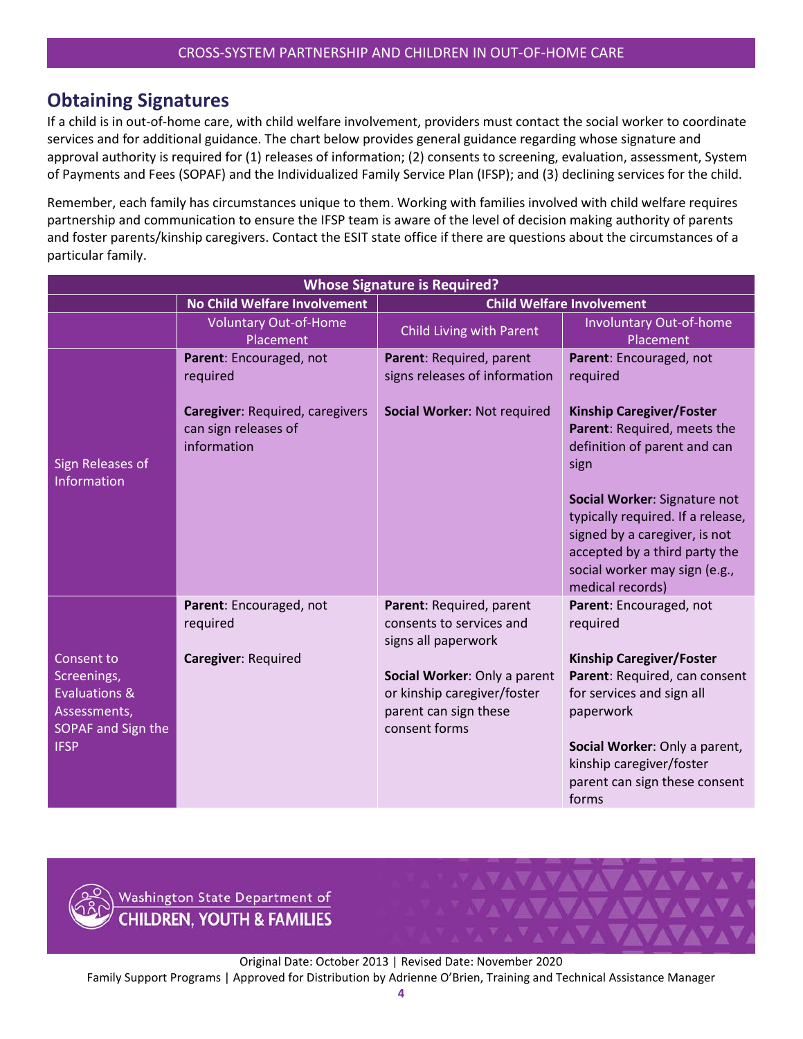## Obtaining Signatures

If a child is in out-of-home care, with child welfare involvement, providers must contact the social worker to coordinate services and for additional guidance. The chart below provides general guidance regarding whose signature and approval authority is required for (1) releases of information; (2) consents to screening, evaluation, assessment, System of Payments and Fees (SOPAF) and the Individualized Family Service Plan (IFSP); and (3) declining services for the child.

Remember, each family has circumstances unique to them. Working with families involved with child welfare requires partnership and communication to ensure the IFSP team is aware of the level of decision making authority of parents and foster parents/kinship caregivers. Contact the ESIT state office if there are questions about the circumstances of a particular family.

| Whose Signature is Required? | | | |
|---|---|---|---|
| | **No Child Welfare Involvement** | **Child Welfare Involvement** | |
| | Voluntary Out-of-Home Placement | Child Living with Parent | Involuntary Out-of-home Placement |
| Sign Releases of Information | **Parent**: Encouraged, not required<br><br>**Caregiver**: Required, caregivers can sign releases of information | **Parent**: Required, parent signs releases of information<br><br>**Social Worker**: Not required | **Parent**: Encouraged, not required<br><br>**Kinship Caregiver/Foster Parent**: Required, meets the definition of parent and can sign<br><br>**Social Worker**: Signature not typically required. If a release, signed by a caregiver, is not accepted by a third party the social worker may sign (e.g., medical records) |
| Consent to Screenings, Evaluations & Assessments, SOPAF and Sign the IFSP | **Parent**: Encouraged, not required<br><br>**Caregiver**: Required | **Parent**: Required, parent consents to services and signs all paperwork<br><br>**Social Worker**: Only a parent or kinship caregiver/foster parent can sign these consent forms | **Parent**: Encouraged, not required<br><br>**Kinship Caregiver/Foster Parent**: Required, can consent for services and sign all paperwork<br><br>**Social Worker**: Only a parent, kinship caregiver/foster parent can sign these consent forms |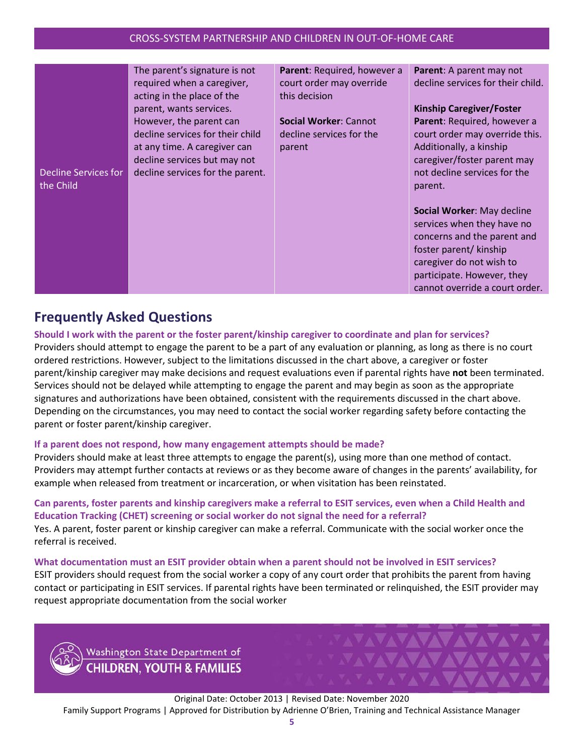| | | | |
|---|---|---|---|
| Decline Services for the Child | The parent's signature is not required when a caregiver, acting in the place of the parent, wants services. However, the parent can decline services for their child at any time. A caregiver can decline services but may not decline services for the parent. | **Parent**: Required, however a court order may override this decision<br><br>**Social Worker**: Cannot decline services for the parent | **Parent**: A parent may not decline services for their child.<br><br>**Kinship Caregiver/Foster Parent**: Required, however a court order may override this. Additionally, a kinship caregiver/foster parent may not decline services for the parent.<br><br>**Social Worker**: May decline services when they have no concerns and the parent and foster parent/ kinship caregiver do not wish to participate. However, they cannot override a court order. |

## Frequently Asked Questions

**Should I work with the parent or the foster parent/kinship caregiver to coordinate and plan for services?**

Providers should attempt to engage the parent to be a part of any evaluation or planning, as long as there is no court ordered restrictions. However, subject to the limitations discussed in the chart above, a caregiver or foster parent/kinship caregiver may make decisions and request evaluations even if parental rights have **not** been terminated. Services should not be delayed while attempting to engage the parent and may begin as soon as the appropriate signatures and authorizations have been obtained, consistent with the requirements discussed in the chart above. Depending on the circumstances, you may need to contact the social worker regarding safety before contacting the parent or foster parent/kinship caregiver.

**If a parent does not respond, how many engagement attempts should be made?**

Providers should make at least three attempts to engage the parent(s), using more than one method of contact. Providers may attempt further contacts at reviews or as they become aware of changes in the parents' availability, for example when released from treatment or incarceration, or when visitation has been reinstated.

**Can parents, foster parents and kinship caregivers make a referral to ESIT services, even when a Child Health and Education Tracking (CHET) screening or social worker do not signal the need for a referral?**

Yes. A parent, foster parent or kinship caregiver can make a referral. Communicate with the social worker once the referral is received.

**What documentation must an ESIT provider obtain when a parent should not be involved in ESIT services?**

ESIT providers should request from the social worker a copy of any court order that prohibits the parent from having contact or participating in ESIT services. If parental rights have been terminated or relinquished, the ESIT provider may request appropriate documentation from the social worker

Washington State Department of CHILDREN, YOUTH & FAMILIES

Original Date: October 2013 | Revised Date: November 2020

Family Support Programs | Approved for Distribution by Adrienne O'Brien, Training and Technical Assistance Manager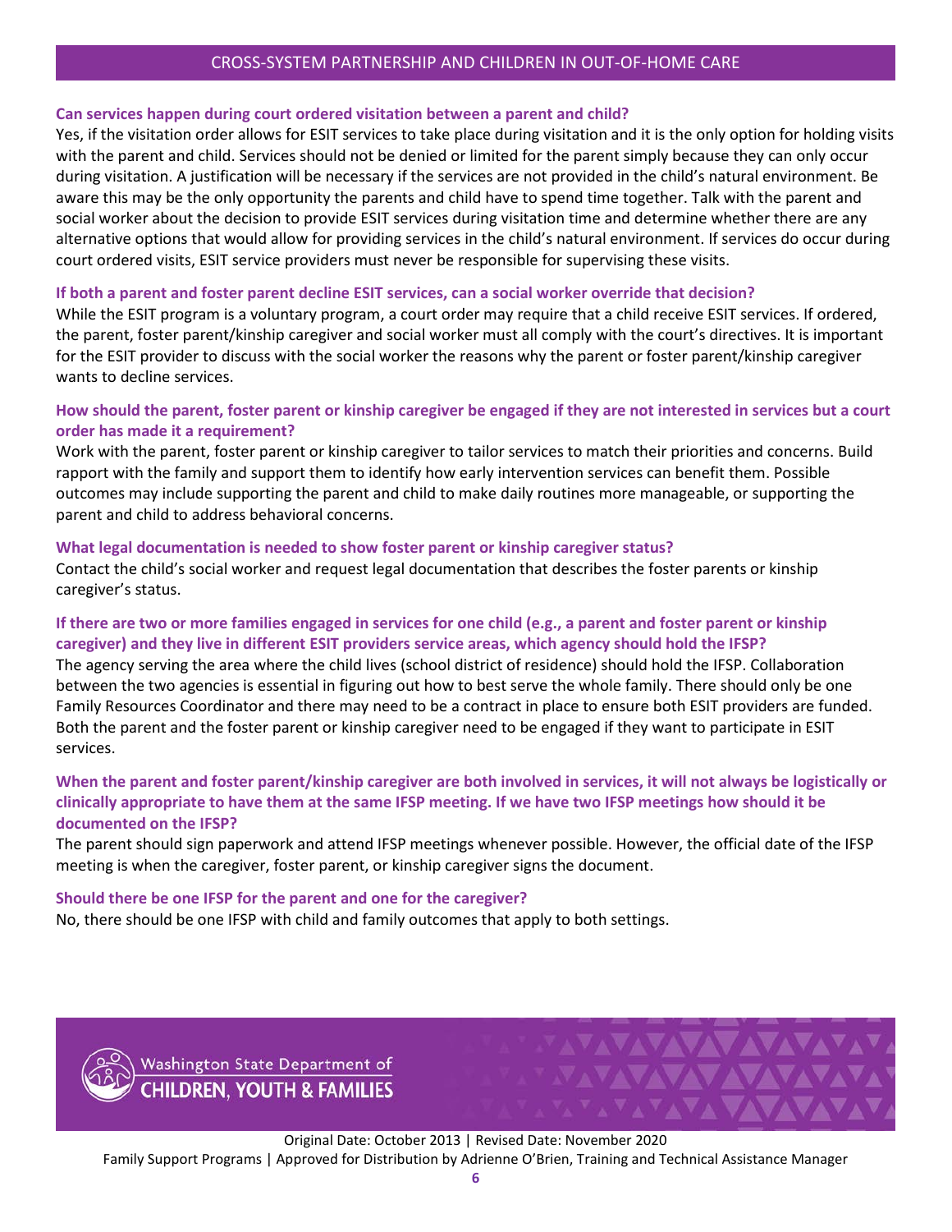**Can services happen during court ordered visitation between a parent and child?**

Yes, if the visitation order allows for ESIT services to take place during visitation and it is the only option for holding visits with the parent and child. Services should not be denied or limited for the parent simply because they can only occur during visitation. A justification will be necessary if the services are not provided in the child's natural environment. Be aware this may be the only opportunity the parents and child have to spend time together. Talk with the parent and social worker about the decision to provide ESIT services during visitation time and determine whether there are any alternative options that would allow for providing services in the child's natural environment. If services do occur during court ordered visits, ESIT service providers must never be responsible for supervising these visits.

**If both a parent and foster parent decline ESIT services, can a social worker override that decision?**

While the ESIT program is a voluntary program, a court order may require that a child receive ESIT services. If ordered, the parent, foster parent/kinship caregiver and social worker must all comply with the court's directives. It is important for the ESIT provider to discuss with the social worker the reasons why the parent or foster parent/kinship caregiver wants to decline services.

**How should the parent, foster parent or kinship caregiver be engaged if they are not interested in services but a court order has made it a requirement?**

Work with the parent, foster parent or kinship caregiver to tailor services to match their priorities and concerns. Build rapport with the family and support them to identify how early intervention services can benefit them. Possible outcomes may include supporting the parent and child to make daily routines more manageable, or supporting the parent and child to address behavioral concerns.

**What legal documentation is needed to show foster parent or kinship caregiver status?**

Contact the child's social worker and request legal documentation that describes the foster parents or kinship caregiver's status.

**If there are two or more families engaged in services for one child (e.g., a parent and foster parent or kinship caregiver) and they live in different ESIT providers service areas, which agency should hold the IFSP?**

The agency serving the area where the child lives (school district of residence) should hold the IFSP. Collaboration between the two agencies is essential in figuring out how to best serve the whole family. There should only be one Family Resources Coordinator and there may need to be a contract in place to ensure both ESIT providers are funded. Both the parent and the foster parent or kinship caregiver need to be engaged if they want to participate in ESIT services.

**When the parent and foster parent/kinship caregiver are both involved in services, it will not always be logistically or clinically appropriate to have them at the same IFSP meeting. If we have two IFSP meetings how should it be documented on the IFSP?**

The parent should sign paperwork and attend IFSP meetings whenever possible. However, the official date of the IFSP meeting is when the caregiver, foster parent, or kinship caregiver signs the document.

**Should there be one IFSP for the parent and one for the caregiver?**

No, there should be one IFSP with child and family outcomes that apply to both settings.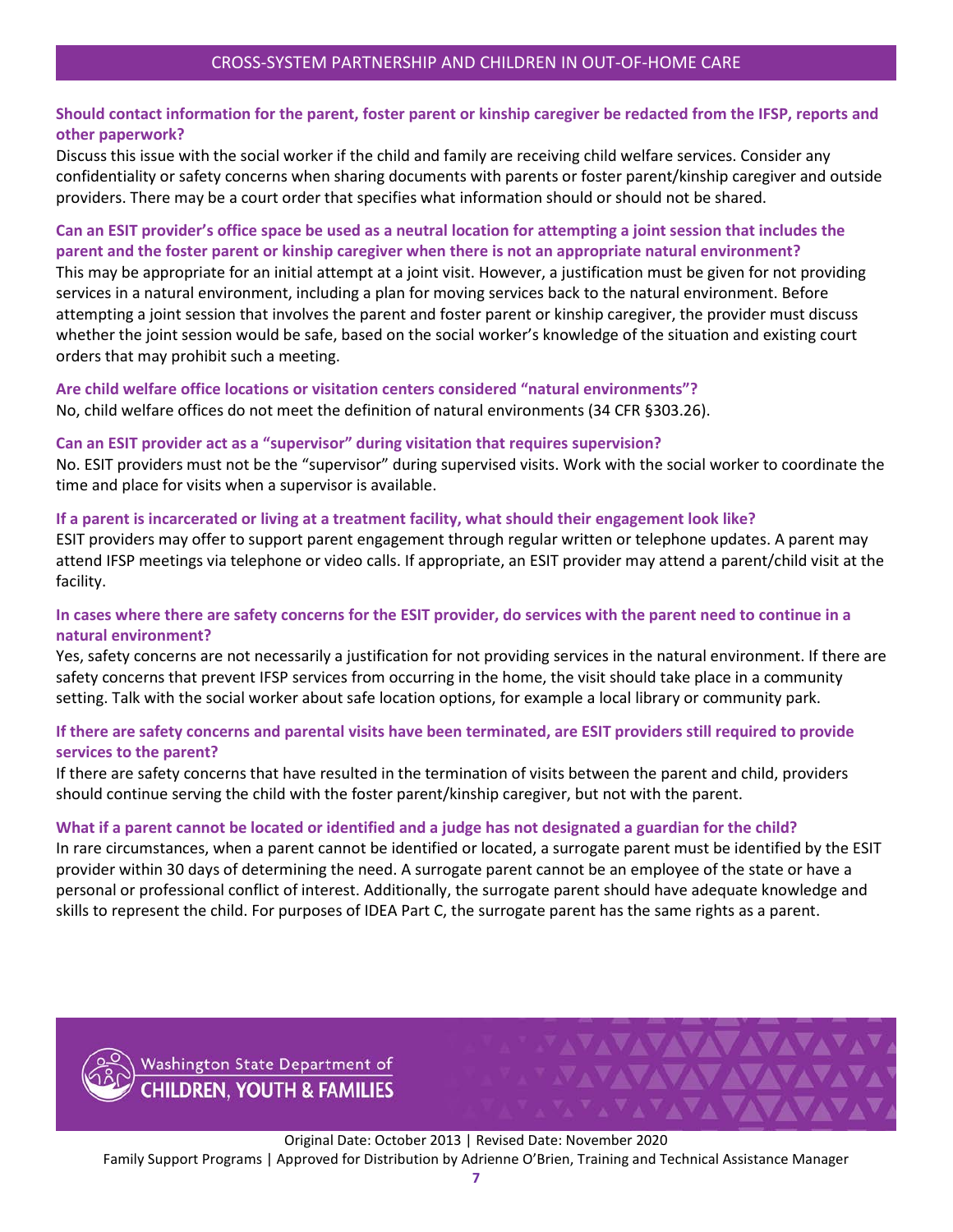**Should contact information for the parent, foster parent or kinship caregiver be redacted from the IFSP, reports and other paperwork?**

Discuss this issue with the social worker if the child and family are receiving child welfare services. Consider any confidentiality or safety concerns when sharing documents with parents or foster parent/kinship caregiver and outside providers. There may be a court order that specifies what information should or should not be shared.

**Can an ESIT provider's office space be used as a neutral location for attempting a joint session that includes the parent and the foster parent or kinship caregiver when there is not an appropriate natural environment?**

This may be appropriate for an initial attempt at a joint visit. However, a justification must be given for not providing services in a natural environment, including a plan for moving services back to the natural environment. Before attempting a joint session that involves the parent and foster parent or kinship caregiver, the provider must discuss whether the joint session would be safe, based on the social worker's knowledge of the situation and existing court orders that may prohibit such a meeting.

**Are child welfare office locations or visitation centers considered "natural environments"?**

No, child welfare offices do not meet the definition of natural environments (34 CFR §303.26).

**Can an ESIT provider act as a "supervisor" during visitation that requires supervision?**

No. ESIT providers must not be the "supervisor" during supervised visits. Work with the social worker to coordinate the time and place for visits when a supervisor is available.

**If a parent is incarcerated or living at a treatment facility, what should their engagement look like?**

ESIT providers may offer to support parent engagement through regular written or telephone updates. A parent may attend IFSP meetings via telephone or video calls. If appropriate, an ESIT provider may attend a parent/child visit at the facility.

**In cases where there are safety concerns for the ESIT provider, do services with the parent need to continue in a natural environment?**

Yes, safety concerns are not necessarily a justification for not providing services in the natural environment. If there are safety concerns that prevent IFSP services from occurring in the home, the visit should take place in a community setting. Talk with the social worker about safe location options, for example a local library or community park.

**If there are safety concerns and parental visits have been terminated, are ESIT providers still required to provide services to the parent?**

If there are safety concerns that have resulted in the termination of visits between the parent and child, providers should continue serving the child with the foster parent/kinship caregiver, but not with the parent.

**What if a parent cannot be located or identified and a judge has not designated a guardian for the child?**

In rare circumstances, when a parent cannot be identified or located, a surrogate parent must be identified by the ESIT provider within 30 days of determining the need. A surrogate parent cannot be an employee of the state or have a personal or professional conflict of interest. Additionally, the surrogate parent should have adequate knowledge and skills to represent the child. For purposes of IDEA Part C, the surrogate parent has the same rights as a parent.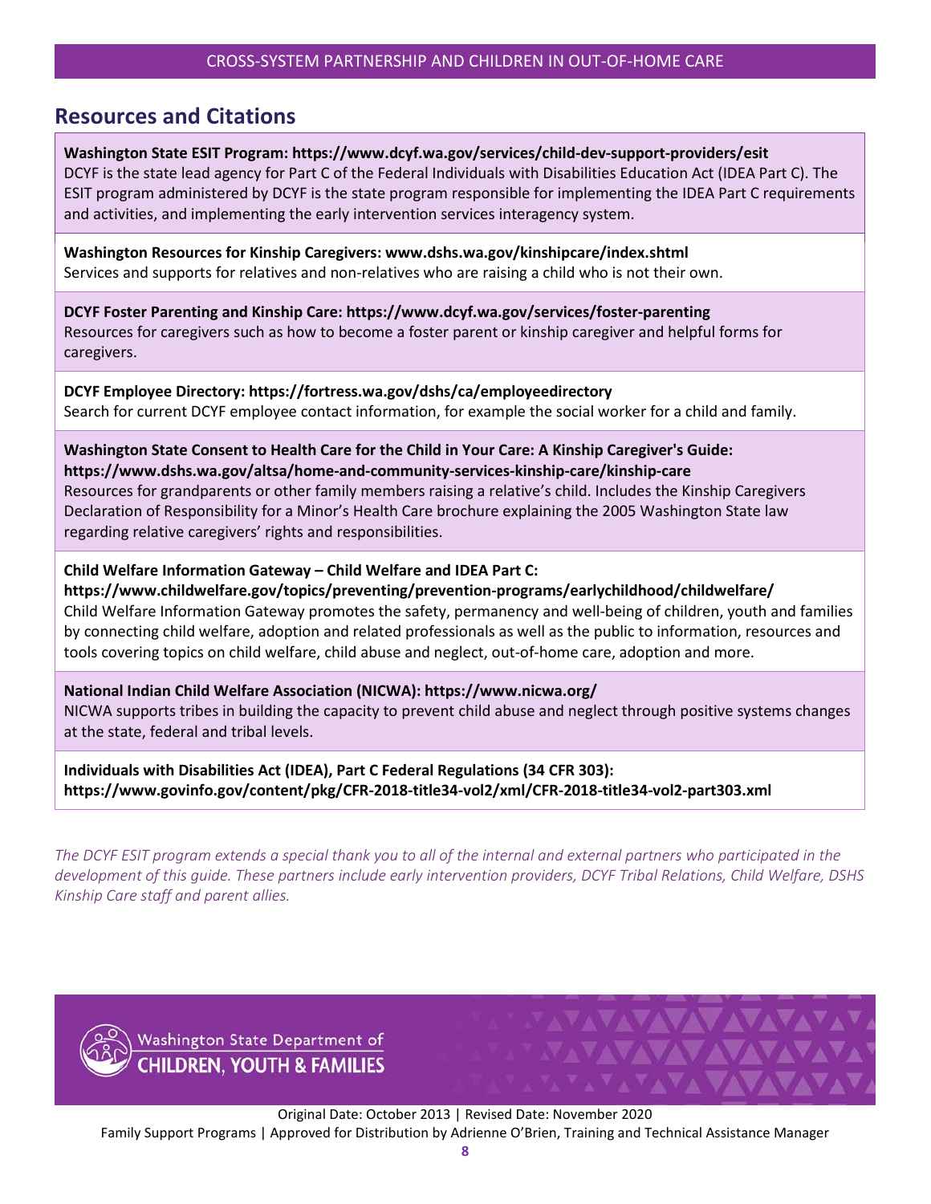## Resources and Citations

**Washington State ESIT Program: https://www.dcyf.wa.gov/services/child-dev-support-providers/esit**
DCYF is the state lead agency for Part C of the Federal Individuals with Disabilities Education Act (IDEA Part C). The ESIT program administered by DCYF is the state program responsible for implementing the IDEA Part C requirements and activities, and implementing the early intervention services interagency system.

**Washington Resources for Kinship Caregivers: www.dshs.wa.gov/kinshipcare/index.shtml**
Services and supports for relatives and non-relatives who are raising a child who is not their own.

**DCYF Foster Parenting and Kinship Care: https://www.dcyf.wa.gov/services/foster-parenting**
Resources for caregivers such as how to become a foster parent or kinship caregiver and helpful forms for caregivers.

**DCYF Employee Directory: https://fortress.wa.gov/dshs/ca/employeedirectory**
Search for current DCYF employee contact information, for example the social worker for a child and family.

**Washington State Consent to Health Care for the Child in Your Care: A Kinship Caregiver's Guide: https://www.dshs.wa.gov/altsa/home-and-community-services-kinship-care/kinship-care**
Resources for grandparents or other family members raising a relative's child. Includes the Kinship Caregivers Declaration of Responsibility for a Minor's Health Care brochure explaining the 2005 Washington State law regarding relative caregivers' rights and responsibilities.

**Child Welfare Information Gateway – Child Welfare and IDEA Part C: https://www.childwelfare.gov/topics/preventing/prevention-programs/earlychildhood/childwelfare/**
Child Welfare Information Gateway promotes the safety, permanency and well-being of children, youth and families by connecting child welfare, adoption and related professionals as well as the public to information, resources and tools covering topics on child welfare, child abuse and neglect, out-of-home care, adoption and more.

**National Indian Child Welfare Association (NICWA): https://www.nicwa.org/**
NICWA supports tribes in building the capacity to prevent child abuse and neglect through positive systems changes at the state, federal and tribal levels.

**Individuals with Disabilities Act (IDEA), Part C Federal Regulations (34 CFR 303): https://www.govinfo.gov/content/pkg/CFR-2018-title34-vol2/xml/CFR-2018-title34-vol2-part303.xml**

*The DCYF ESIT program extends a special thank you to all of the internal and external partners who participated in the development of this guide. These partners include early intervention providers, DCYF Tribal Relations, Child Welfare, DSHS Kinship Care staff and parent allies.*

Washington State Department of CHILDREN, YOUTH & FAMILIES

Original Date: October 2013 | Revised Date: November 2020
Family Support Programs | Approved for Distribution by Adrienne O'Brien, Training and Technical Assistance Manager